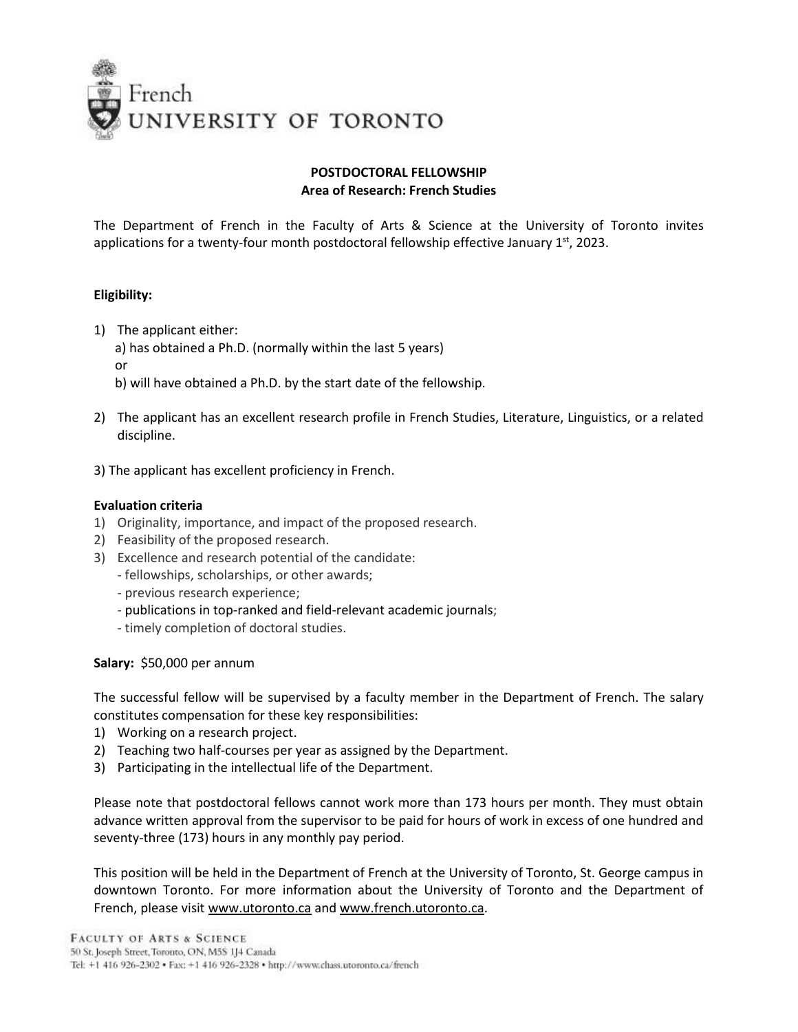French
UNIVERSITY OF TORONTO

**POSTDOCTORAL FELLOWSHIP**
**Area of Research: French Studies**

The Department of French in the Faculty of Arts & Science at the University of Toronto invites applications for a twenty-four month postdoctoral fellowship effective January 1st, 2023.

**Eligibility:**

1) The applicant either:
   a) has obtained a Ph.D. (normally within the last 5 years)
   or
   b) will have obtained a Ph.D. by the start date of the fellowship.

2) The applicant has an excellent research profile in French Studies, Literature, Linguistics, or a related discipline.

3) The applicant has excellent proficiency in French.

**Evaluation criteria**

1) Originality, importance, and impact of the proposed research.
2) Feasibility of the proposed research.
3) Excellence and research potential of the candidate:
   - fellowships, scholarships, or other awards;
   - previous research experience;
   - publications in top-ranked and field-relevant academic journals;
   - timely completion of doctoral studies.

**Salary:** $50,000 per annum

The successful fellow will be supervised by a faculty member in the Department of French. The salary constitutes compensation for these key responsibilities:

1) Working on a research project.
2) Teaching two half-courses per year as assigned by the Department.
3) Participating in the intellectual life of the Department.

Please note that postdoctoral fellows cannot work more than 173 hours per month. They must obtain advance written approval from the supervisor to be paid for hours of work in excess of one hundred and seventy-three (173) hours in any monthly pay period.

This position will be held in the Department of French at the University of Toronto, St. George campus in downtown Toronto. For more information about the University of Toronto and the Department of French, please visit www.utoronto.ca and www.french.utoronto.ca.

FACULTY OF ARTS & SCIENCE
50 St. Joseph Street, Toronto, ON, M5S 1J4 Canada
Tel: +1 416 926-2302 • Fax: +1 416 926-2328 • http://www.chass.utoronto.ca/french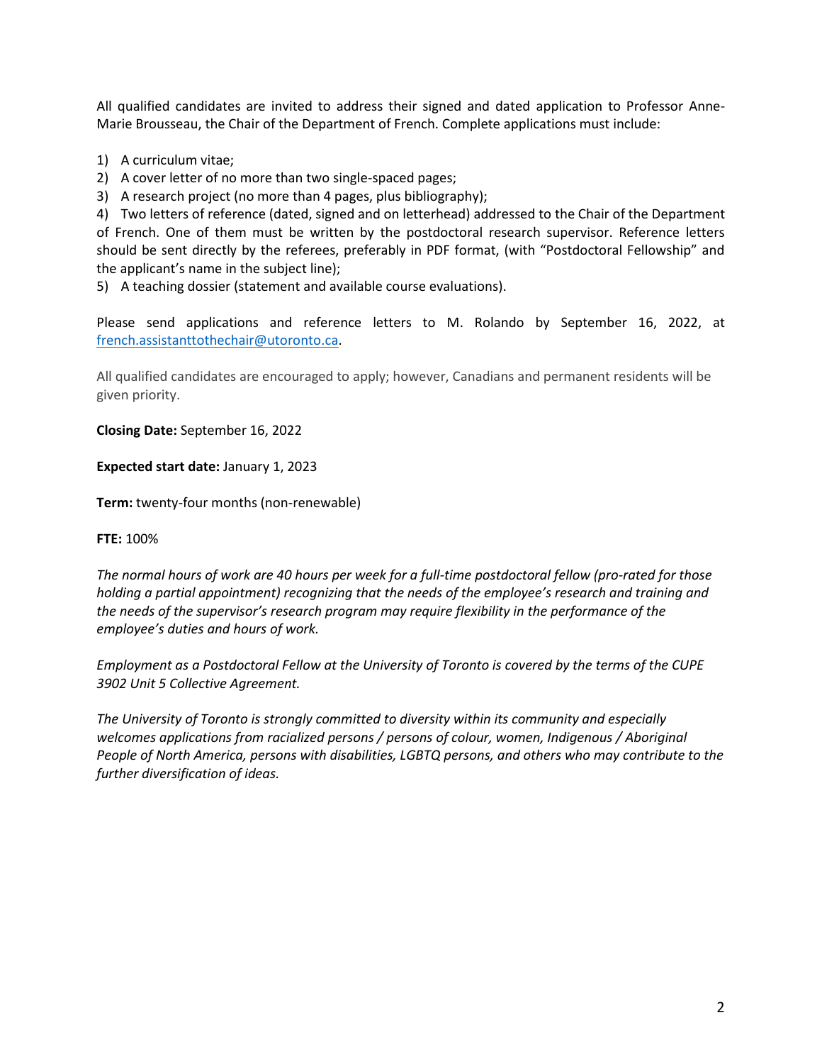All qualified candidates are invited to address their signed and dated application to Professor Anne-Marie Brousseau, the Chair of the Department of French. Complete applications must include:

1) A curriculum vitae;
2) A cover letter of no more than two single-spaced pages;
3) A research project (no more than 4 pages, plus bibliography);
4) Two letters of reference (dated, signed and on letterhead) addressed to the Chair of the Department of French. One of them must be written by the postdoctoral research supervisor. Reference letters should be sent directly by the referees, preferably in PDF format, (with "Postdoctoral Fellowship" and the applicant's name in the subject line);
5) A teaching dossier (statement and available course evaluations).

Please send applications and reference letters to M. Rolando by September 16, 2022, at [french.assistanttothechair@utoronto.ca](mailto:french.assistanttothechair@utoronto.ca).

All qualified candidates are encouraged to apply; however, Canadians and permanent residents will be given priority.

**Closing Date:** September 16, 2022

**Expected start date:** January 1, 2023

**Term:** twenty-four months (non-renewable)

**FTE:** 100%

*The normal hours of work are 40 hours per week for a full-time postdoctoral fellow (pro-rated for those holding a partial appointment) recognizing that the needs of the employee's research and training and the needs of the supervisor's research program may require flexibility in the performance of the employee's duties and hours of work.*

*Employment as a Postdoctoral Fellow at the University of Toronto is covered by the terms of the CUPE 3902 Unit 5 Collective Agreement.*

*The University of Toronto is strongly committed to diversity within its community and especially welcomes applications from racialized persons / persons of colour, women, Indigenous / Aboriginal People of North America, persons with disabilities, LGBTQ persons, and others who may contribute to the further diversification of ideas.*